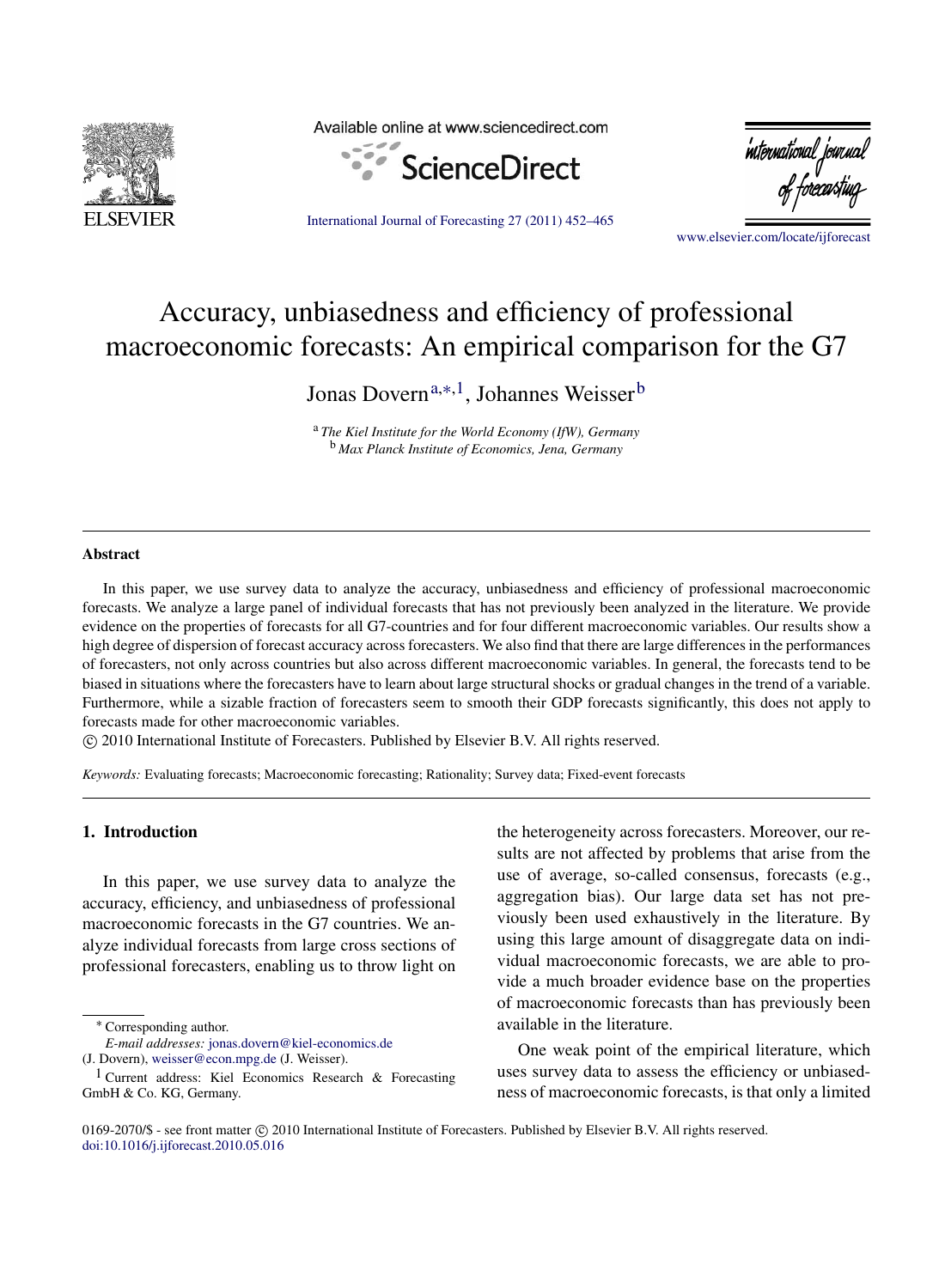# Accuracy, unbiasedness and efficiency of professional macroeconomic forecasts: An empirical comparison for the G7

Jonas Dovern[a,*,1], Johannes Weisser[b]

[a] *The Kiel Institute for the World Economy (IfW), Germany*
[b] *Max Planck Institute of Economics, Jena, Germany*

---

**Abstract**

In this paper, we use survey data to analyze the accuracy, unbiasedness and efficiency of professional macroeconomic forecasts. We analyze a large panel of individual forecasts that has not previously been analyzed in the literature. We provide evidence on the properties of forecasts for all G7-countries and for four different macroeconomic variables. Our results show a high degree of dispersion of forecast accuracy across forecasters. We also find that there are large differences in the performances of forecasters, not only across countries but also across different macroeconomic variables. In general, the forecasts tend to be biased in situations where the forecasters have to learn about large structural shocks or gradual changes in the trend of a variable. Furthermore, while a sizable fraction of forecasters seem to smooth their GDP forecasts significantly, this does not apply to forecasts made for other macroeconomic variables.

© 2010 International Institute of Forecasters. Published by Elsevier B.V. All rights reserved.

*Keywords:* Evaluating forecasts; Macroeconomic forecasting; Rationality; Survey data; Fixed-event forecasts

---

## 1. Introduction

In this paper, we use survey data to analyze the accuracy, efficiency, and unbiasedness of professional macroeconomic forecasts in the G7 countries. We analyze individual forecasts from large cross sections of professional forecasters, enabling us to throw light on the heterogeneity across forecasters. Moreover, our results are not affected by problems that arise from the use of average, so-called consensus, forecasts (e.g., aggregation bias). Our large data set has not previously been used exhaustively in the literature. By using this large amount of disaggregate data on individual macroeconomic forecasts, we are able to provide a much broader evidence base on the properties of macroeconomic forecasts than has previously been available in the literature.

One weak point of the empirical literature, which uses survey data to assess the efficiency or unbiasedness of macroeconomic forecasts, is that only a limited

---

* Corresponding author.
*E-mail addresses:* jonas.dovern@kiel-economics.de (J. Dovern), weisser@econ.mpg.de (J. Weisser).

[1] Current address: Kiel Economics Research & Forecasting GmbH & Co. KG, Germany.

0169-2070/$ - see front matter © 2010 International Institute of Forecasters. Published by Elsevier B.V. All rights reserved.
doi:10.1016/j.ijforecast.2010.05.016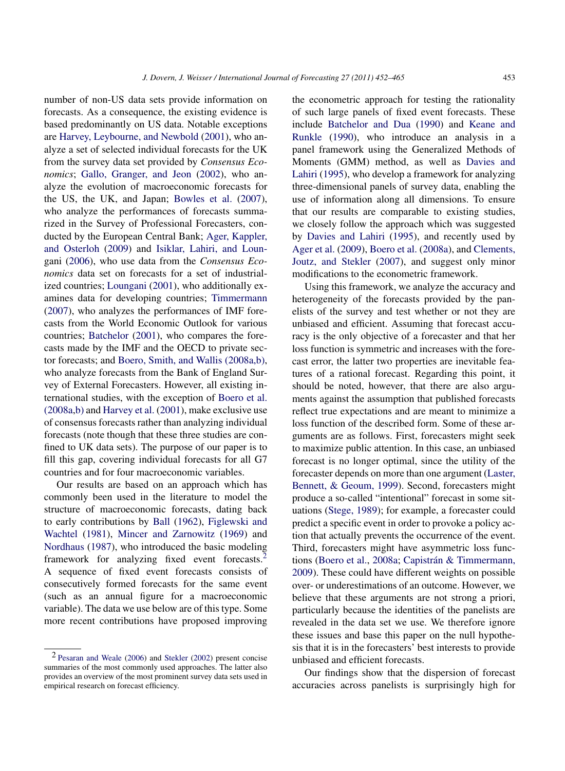number of non-US data sets provide information on forecasts. As a consequence, the existing evidence is based predominantly on US data. Notable exceptions are Harvey, Leybourne, and Newbold (2001), who analyze a set of selected individual forecasts for the UK from the survey data set provided by *Consensus Economics*; Gallo, Granger, and Jeon (2002), who analyze the evolution of macroeconomic forecasts for the US, the UK, and Japan; Bowles et al. (2007), who analyze the performances of forecasts summarized in the Survey of Professional Forecasters, conducted by the European Central Bank; Ager, Kappler, and Osterloh (2009) and Isiklar, Lahiri, and Loungani (2006), who use data from the *Consensus Economics* data set on forecasts for a set of industrialized countries; Loungani (2001), who additionally examines data for developing countries; Timmermann (2007), who analyzes the performances of IMF forecasts from the World Economic Outlook for various countries; Batchelor (2001), who compares the forecasts made by the IMF and the OECD to private sector forecasts; and Boero, Smith, and Wallis (2008a,b), who analyze forecasts from the Bank of England Survey of External Forecasters. However, all existing international studies, with the exception of Boero et al. (2008a,b) and Harvey et al. (2001), make exclusive use of consensus forecasts rather than analyzing individual forecasts (note though that these three studies are confined to UK data sets). The purpose of our paper is to fill this gap, covering individual forecasts for all G7 countries and for four macroeconomic variables.

Our results are based on an approach which has commonly been used in the literature to model the structure of macroeconomic forecasts, dating back to early contributions by Ball (1962), Figlewski and Wachtel (1981), Mincer and Zarnowitz (1969) and Nordhaus (1987), who introduced the basic modeling framework for analyzing fixed event forecasts.[2] A sequence of fixed event forecasts consists of consecutively formed forecasts for the same event (such as an annual figure for a macroeconomic variable). The data we use below are of this type. Some more recent contributions have proposed improving the econometric approach for testing the rationality of such large panels of fixed event forecasts. These include Batchelor and Dua (1990) and Keane and Runkle (1990), who introduce an analysis in a panel framework using the Generalized Methods of Moments (GMM) method, as well as Davies and Lahiri (1995), who develop a framework for analyzing three-dimensional panels of survey data, enabling the use of information along all dimensions. To ensure that our results are comparable to existing studies, we closely follow the approach which was suggested by Davies and Lahiri (1995), and recently used by Ager et al. (2009), Boero et al. (2008a), and Clements, Joutz, and Stekler (2007), and suggest only minor modifications to the econometric framework.

Using this framework, we analyze the accuracy and heterogeneity of the forecasts provided by the panelists of the survey and test whether or not they are unbiased and efficient. Assuming that forecast accuracy is the only objective of a forecaster and that her loss function is symmetric and increases with the forecast error, the latter two properties are inevitable features of a rational forecast. Regarding this point, it should be noted, however, that there are also arguments against the assumption that published forecasts reflect true expectations and are meant to minimize a loss function of the described form. Some of these arguments are as follows. First, forecasters might seek to maximize public attention. In this case, an unbiased forecast is no longer optimal, since the utility of the forecaster depends on more than one argument (Laster, Bennett, & Geoum, 1999). Second, forecasters might produce a so-called "intentional" forecast in some situations (Stege, 1989); for example, a forecaster could predict a specific event in order to provoke a policy action that actually prevents the occurrence of the event. Third, forecasters might have asymmetric loss functions (Boero et al., 2008a; Capistrán & Timmermann, 2009). These could have different weights on possible over- or underestimations of an outcome. However, we believe that these arguments are not strong a priori, particularly because the identities of the panelists are revealed in the data set we use. We therefore ignore these issues and base this paper on the null hypothesis that it is in the forecasters' best interests to provide unbiased and efficient forecasts.

Our findings show that the dispersion of forecast accuracies across panelists is surprisingly high for

[2] Pesaran and Weale (2006) and Stekler (2002) present concise summaries of the most commonly used approaches. The latter also provides an overview of the most prominent survey data sets used in empirical research on forecast efficiency.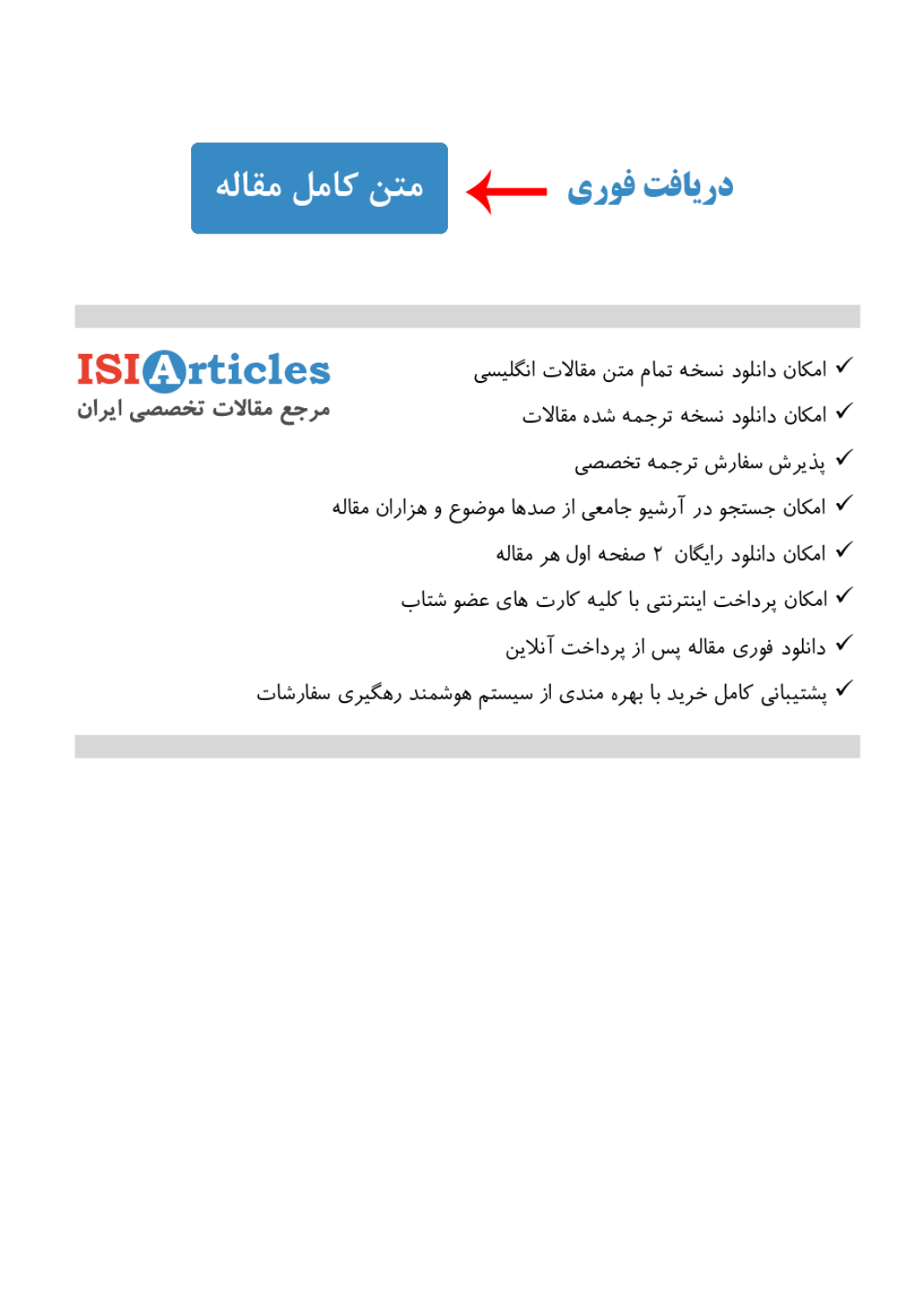دریافت فوری ← **متن کامل مقاله**

**ISIArticles**
مرجع مقالات تخصصی ایران

- ✓ امکان دانلود نسخه تمام متن مقالات انگلیسی
- ✓ امکان دانلود نسخه ترجمه شده مقالات
- ✓ پذیرش سفارش ترجمه تخصصی
- ✓ امکان جستجو در آرشیو جامعی از صدها موضوع و هزاران مقاله
- ✓ امکان دانلود رایگان ۲ صفحه اول هر مقاله
- ✓ امکان پرداخت اینترنتی با کلیه کارت های عضو شتاب
- ✓ دانلود فوری مقاله پس از پرداخت آنلاین
- ✓ پشتیبانی کامل خرید با بهره مندی از سیستم هوشمند رهگیری سفارشات